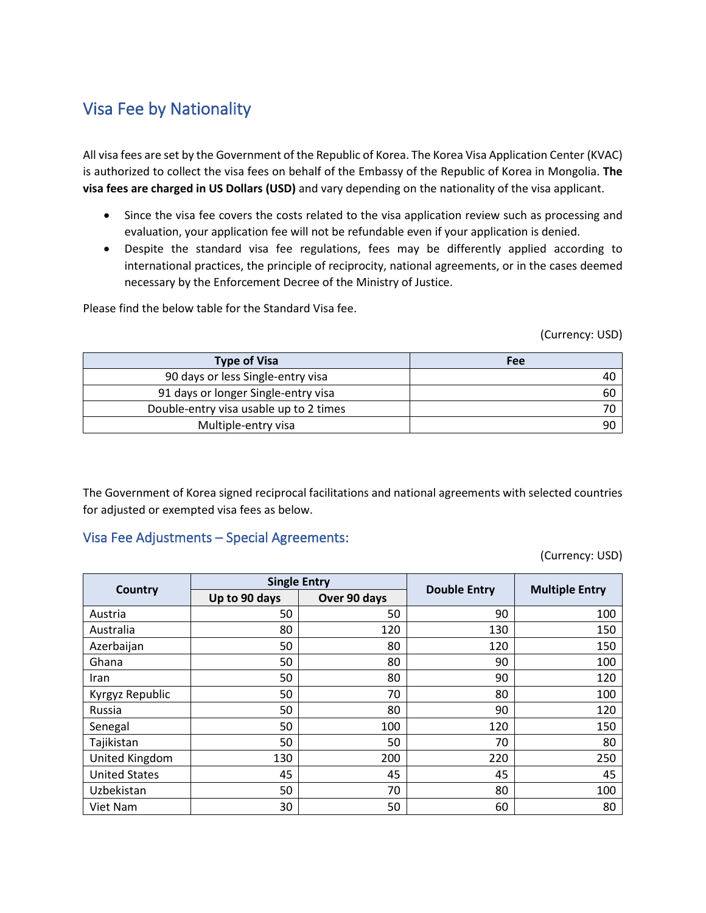## Visa Fee by Nationality

All visa fees are set by the Government of the Republic of Korea. The Korea Visa Application Center (KVAC) is authorized to collect the visa fees on behalf of the Embassy of the Republic of Korea in Mongolia. **The visa fees are charged in US Dollars (USD)** and vary depending on the nationality of the visa applicant.

- Since the visa fee covers the costs related to the visa application review such as processing and evaluation, your application fee will not be refundable even if your application is denied.
- Despite the standard visa fee regulations, fees may be differently applied according to international practices, the principle of reciprocity, national agreements, or in the cases deemed necessary by the Enforcement Decree of the Ministry of Justice.

Please find the below table for the Standard Visa fee.

(Currency: USD)

| Type of Visa | Fee |
|---|---|
| 90 days or less Single-entry visa | 40 |
| 91 days or longer Single-entry visa | 60 |
| Double-entry visa usable up to 2 times | 70 |
| Multiple-entry visa | 90 |

The Government of Korea signed reciprocal facilitations and national agreements with selected countries for adjusted or exempted visa fees as below.

### Visa Fee Adjustments – Special Agreements:

(Currency: USD)

| Country | Single Entry | | Double Entry | Multiple Entry |
|---|---|---|---|---|
| | Up to 90 days | Over 90 days | | |
| Austria | 50 | 50 | 90 | 100 |
| Australia | 80 | 120 | 130 | 150 |
| Azerbaijan | 50 | 80 | 120 | 150 |
| Ghana | 50 | 80 | 90 | 100 |
| Iran | 50 | 80 | 90 | 120 |
| Kyrgyz Republic | 50 | 70 | 80 | 100 |
| Russia | 50 | 80 | 90 | 120 |
| Senegal | 50 | 100 | 120 | 150 |
| Tajikistan | 50 | 50 | 70 | 80 |
| United Kingdom | 130 | 200 | 220 | 250 |
| United States | 45 | 45 | 45 | 45 |
| Uzbekistan | 50 | 70 | 80 | 100 |
| Viet Nam | 30 | 50 | 60 | 80 |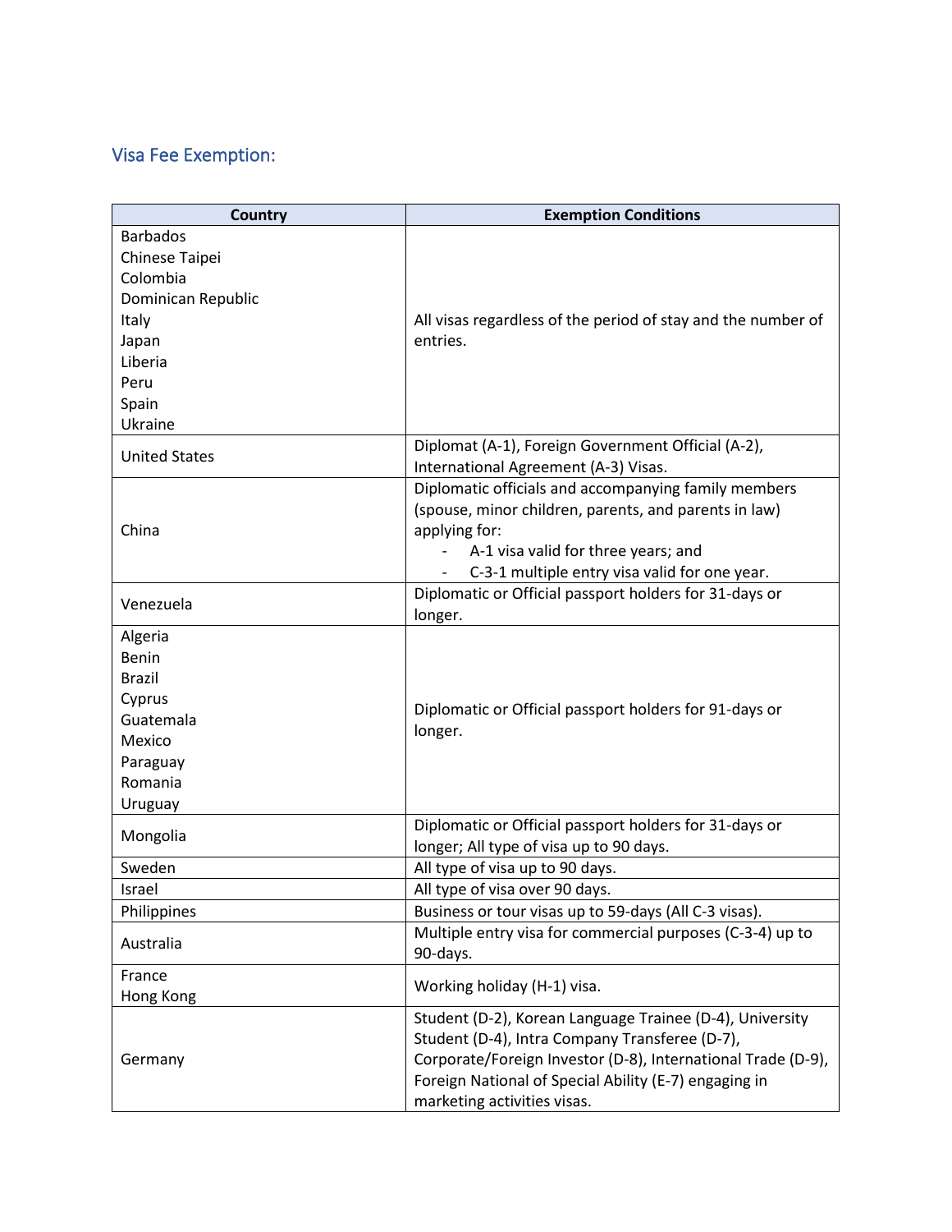## Visa Fee Exemption:

| Country | Exemption Conditions |
|---|---|
| Barbados<br>Chinese Taipei<br>Colombia<br>Dominican Republic<br>Italy<br>Japan<br>Liberia<br>Peru<br>Spain<br>Ukraine | All visas regardless of the period of stay and the number of entries. |
| United States | Diplomat (A-1), Foreign Government Official (A-2), International Agreement (A-3) Visas. |
| China | Diplomatic officials and accompanying family members (spouse, minor children, parents, and parents in law) applying for:<br>- A-1 visa valid for three years; and<br>- C-3-1 multiple entry visa valid for one year. |
| Venezuela | Diplomatic or Official passport holders for 31-days or longer. |
| Algeria<br>Benin<br>Brazil<br>Cyprus<br>Guatemala<br>Mexico<br>Paraguay<br>Romania<br>Uruguay | Diplomatic or Official passport holders for 91-days or longer. |
| Mongolia | Diplomatic or Official passport holders for 31-days or longer; All type of visa up to 90 days. |
| Sweden | All type of visa up to 90 days. |
| Israel | All type of visa over 90 days. |
| Philippines | Business or tour visas up to 59-days (All C-3 visas). |
| Australia | Multiple entry visa for commercial purposes (C-3-4) up to 90-days. |
| France<br>Hong Kong | Working holiday (H-1) visa. |
| Germany | Student (D-2), Korean Language Trainee (D-4), University Student (D-4), Intra Company Transferee (D-7), Corporate/Foreign Investor (D-8), International Trade (D-9), Foreign National of Special Ability (E-7) engaging in marketing activities visas. |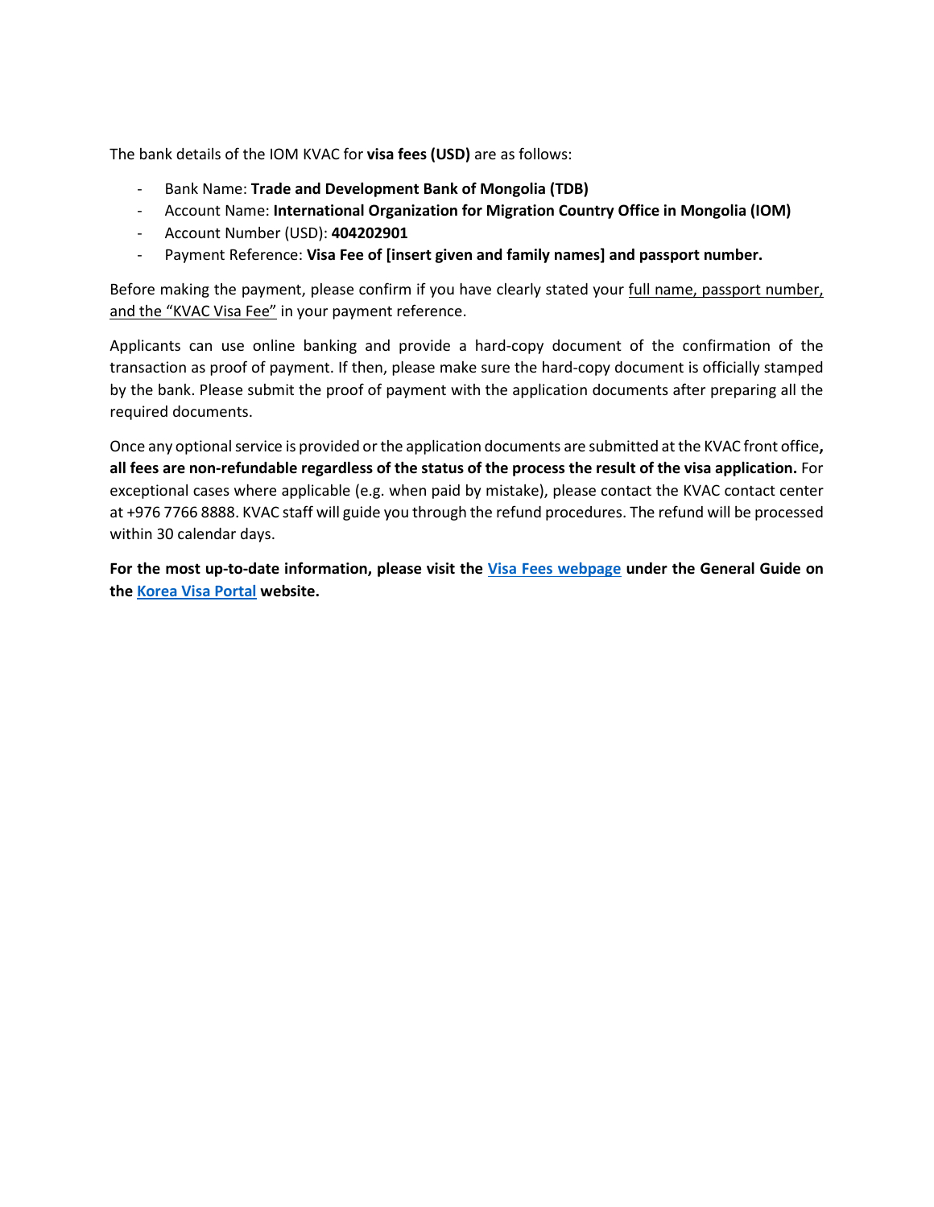The bank details of the IOM KVAC for **visa fees (USD)** are as follows:

- Bank Name: **Trade and Development Bank of Mongolia (TDB)**
- Account Name: **International Organization for Migration Country Office in Mongolia (IOM)**
- Account Number (USD): **404202901**
- Payment Reference: **Visa Fee of [insert given and family names] and passport number.**

Before making the payment, please confirm if you have clearly stated your full name, passport number, and the "KVAC Visa Fee" in your payment reference.

Applicants can use online banking and provide a hard-copy document of the confirmation of the transaction as proof of payment. If then, please make sure the hard-copy document is officially stamped by the bank. Please submit the proof of payment with the application documents after preparing all the required documents.

Once any optional service is provided or the application documents are submitted at the KVAC front office**, all fees are non-refundable regardless of the status of the process the result of the visa application.** For exceptional cases where applicable (e.g. when paid by mistake), please contact the KVAC contact center at +976 7766 8888. KVAC staff will guide you through the refund procedures. The refund will be processed within 30 calendar days.

**For the most up-to-date information, please visit the Visa Fees webpage under the General Guide on the Korea Visa Portal website.**